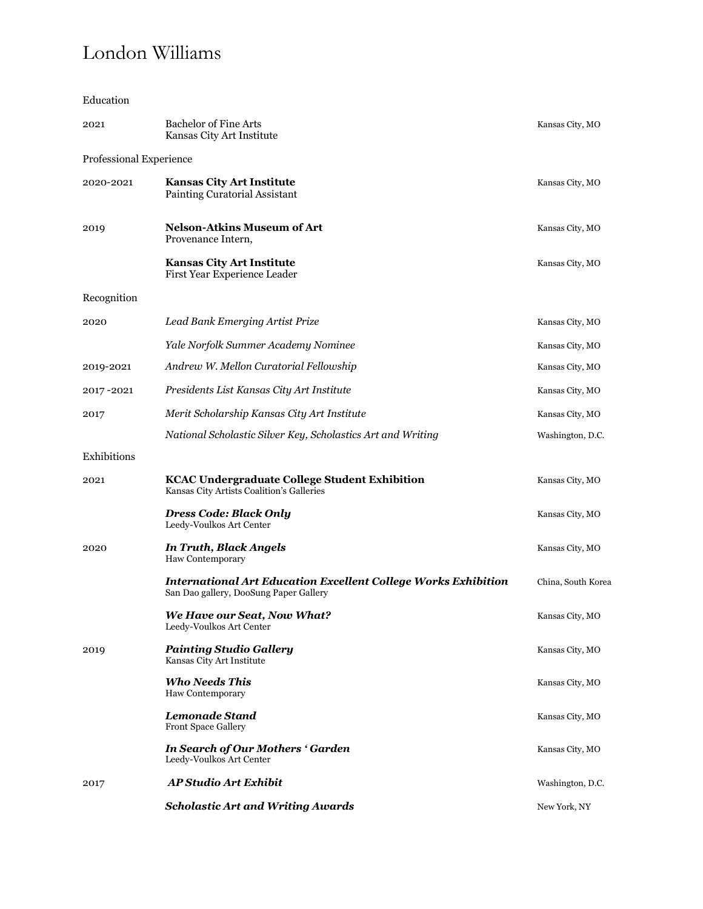# London Williams

## Education

| | | |
|---|---|---|
| 2021 | Bachelor of Fine Arts<br>Kansas City Art Institute | Kansas City, MO |

## Professional Experience

| | | |
|---|---|---|
| 2020-2021 | **Kansas City Art Institute**<br>Painting Curatorial Assistant | Kansas City, MO |
| 2019 | **Nelson-Atkins Museum of Art**<br>Provenance Intern, | Kansas City, MO |
| | **Kansas City Art Institute**<br>First Year Experience Leader | Kansas City, MO |

## Recognition

| | | |
|---|---|---|
| 2020 | *Lead Bank Emerging Artist Prize* | Kansas City, MO |
| | *Yale Norfolk Summer Academy Nominee* | Kansas City, MO |
| 2019-2021 | *Andrew W. Mellon Curatorial Fellowship* | Kansas City, MO |
| 2017 -2021 | *Presidents List Kansas City Art Institute* | Kansas City, MO |
| 2017 | *Merit Scholarship Kansas City Art Institute* | Kansas City, MO |
| | *National Scholastic Silver Key, Scholastics Art and Writing* | Washington, D.C. |

## Exhibitions

| | | |
|---|---|---|
| 2021 | **KCAC Undergraduate College Student Exhibition**<br>Kansas City Artists Coalition's Galleries | Kansas City, MO |
| | ***Dress Code: Black Only***<br>Leedy-Voulkos Art Center | Kansas City, MO |
| 2020 | ***In Truth, Black Angels***<br>Haw Contemporary | Kansas City, MO |
| | ***International Art Education Excellent College Works Exhibition***<br>San Dao gallery, DooSung Paper Gallery | China, South Korea |
| | ***We Have our Seat, Now What?***<br>Leedy-Voulkos Art Center | Kansas City, MO |
| 2019 | ***Painting Studio Gallery***<br>Kansas City Art Institute | Kansas City, MO |
| | ***Who Needs This***<br>Haw Contemporary | Kansas City, MO |
| | ***Lemonade Stand***<br>Front Space Gallery | Kansas City, MO |
| | ***In Search of Our Mothers ' Garden***<br>Leedy-Voulkos Art Center | Kansas City, MO |
| 2017 | ***AP Studio Art Exhibit*** | Washington, D.C. |
| | ***Scholastic Art and Writing Awards*** | New York, NY |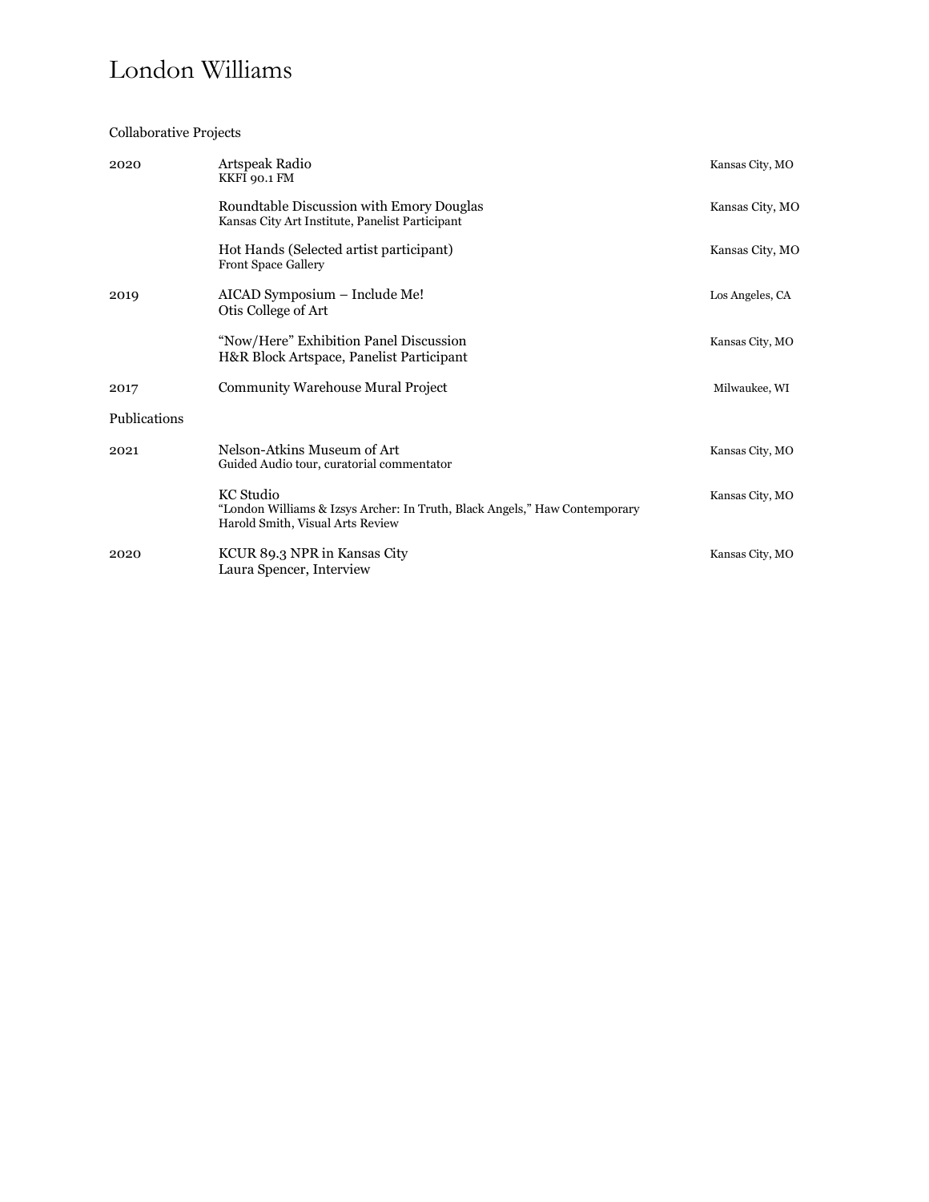# London Williams

## Collaborative Projects

| | | |
|---|---|---|
| 2020 | Artspeak Radio<br>KKFI 90.1 FM | Kansas City, MO |
| | Roundtable Discussion with Emory Douglas<br>Kansas City Art Institute, Panelist Participant | Kansas City, MO |
| | Hot Hands (Selected artist participant)<br>Front Space Gallery | Kansas City, MO |
| 2019 | AICAD Symposium – Include Me!<br>Otis College of Art | Los Angeles, CA |
| | "Now/Here" Exhibition Panel Discussion<br>H&R Block Artspace, Panelist Participant | Kansas City, MO |
| 2017 | Community Warehouse Mural Project | Milwaukee, WI |

## Publications

| | | |
|---|---|---|
| 2021 | Nelson-Atkins Museum of Art<br>Guided Audio tour, curatorial commentator | Kansas City, MO |
| | KC Studio<br>"London Williams & Izsys Archer: In Truth, Black Angels," Haw Contemporary<br>Harold Smith, Visual Arts Review | Kansas City, MO |
| 2020 | KCUR 89.3 NPR in Kansas City<br>Laura Spencer, Interview | Kansas City, MO |